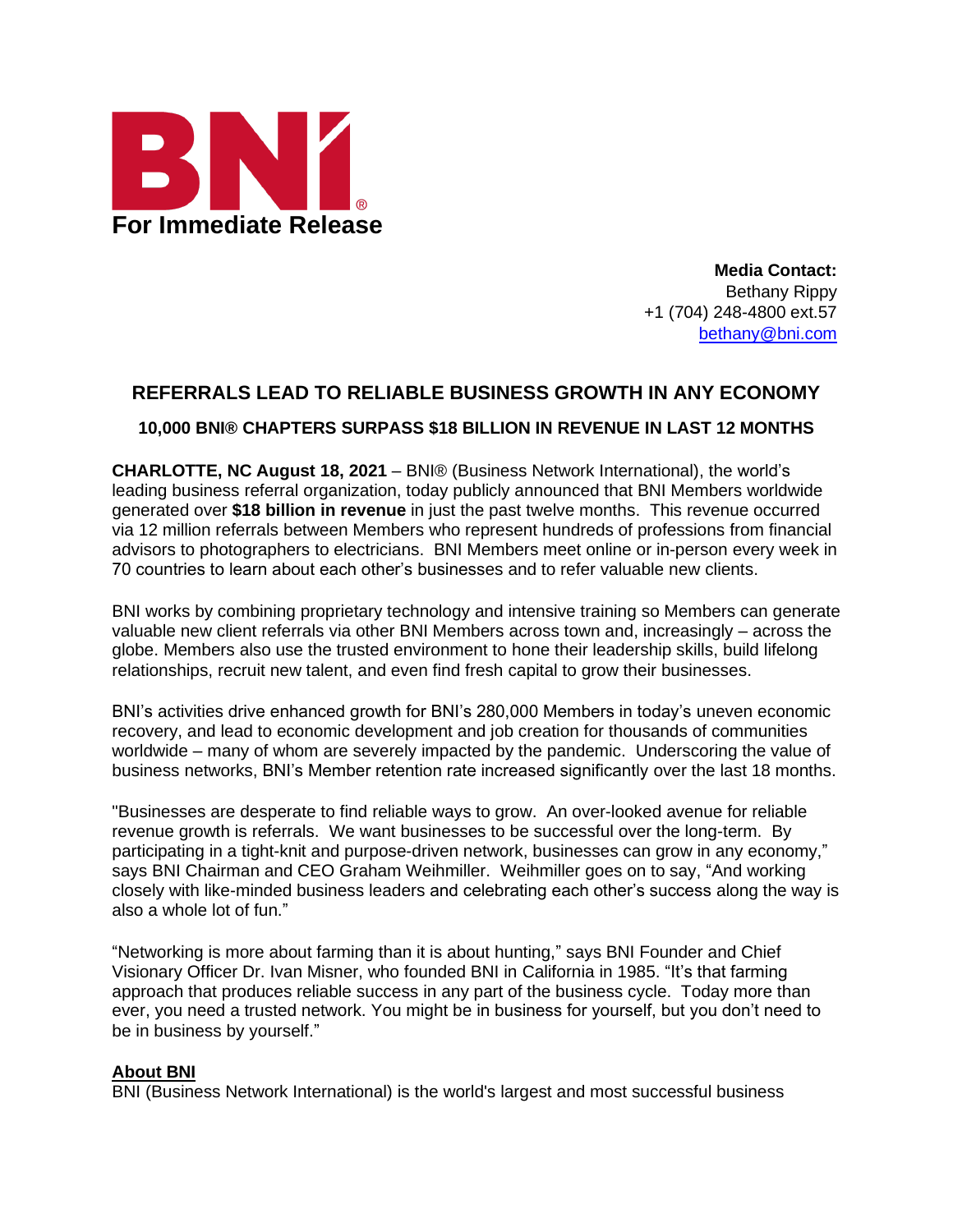**For Immediate Release**

**Media Contact:**
Bethany Rippy
+1 (704) 248-4800 ext.57
bethany@bni.com

## REFERRALS LEAD TO RELIABLE BUSINESS GROWTH IN ANY ECONOMY

### 10,000 BNI® CHAPTERS SURPASS $18 BILLION IN REVENUE IN LAST 12 MONTHS

**CHARLOTTE, NC August 18, 2021** – BNI® (Business Network International), the world's leading business referral organization, today publicly announced that BNI Members worldwide generated over **$18 billion in revenue** in just the past twelve months. This revenue occurred via 12 million referrals between Members who represent hundreds of professions from financial advisors to photographers to electricians. BNI Members meet online or in-person every week in 70 countries to learn about each other's businesses and to refer valuable new clients.

BNI works by combining proprietary technology and intensive training so Members can generate valuable new client referrals via other BNI Members across town and, increasingly – across the globe. Members also use the trusted environment to hone their leadership skills, build lifelong relationships, recruit new talent, and even find fresh capital to grow their businesses.

BNI's activities drive enhanced growth for BNI's 280,000 Members in today's uneven economic recovery, and lead to economic development and job creation for thousands of communities worldwide – many of whom are severely impacted by the pandemic. Underscoring the value of business networks, BNI's Member retention rate increased significantly over the last 18 months.

"Businesses are desperate to find reliable ways to grow. An over-looked avenue for reliable revenue growth is referrals. We want businesses to be successful over the long-term. By participating in a tight-knit and purpose-driven network, businesses can grow in any economy," says BNI Chairman and CEO Graham Weihmiller. Weihmiller goes on to say, "And working closely with like-minded business leaders and celebrating each other's success along the way is also a whole lot of fun."

"Networking is more about farming than it is about hunting," says BNI Founder and Chief Visionary Officer Dr. Ivan Misner, who founded BNI in California in 1985. "It's that farming approach that produces reliable success in any part of the business cycle. Today more than ever, you need a trusted network. You might be in business for yourself, but you don't need to be in business by yourself."

**About BNI**

BNI (Business Network International) is the world's largest and most successful business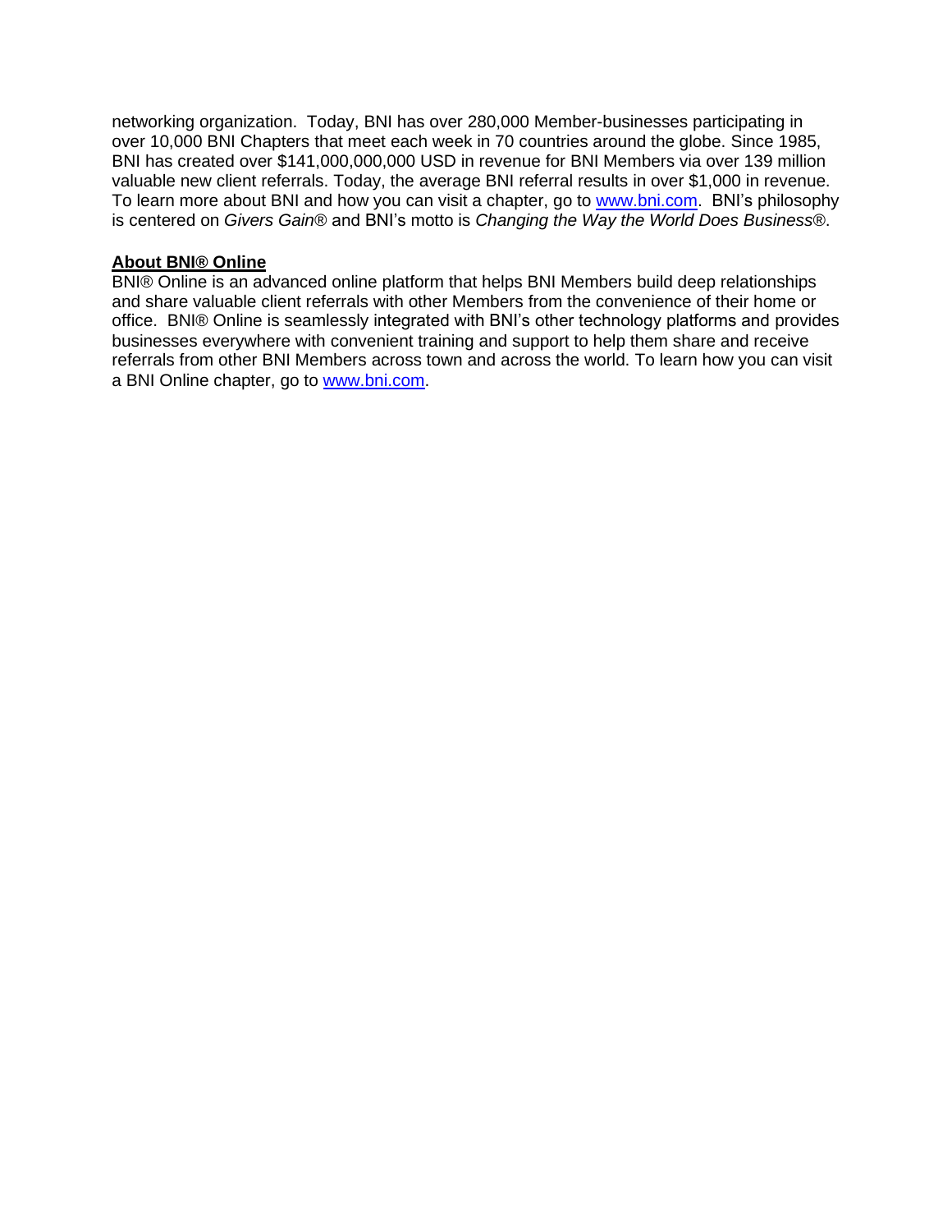networking organization. Today, BNI has over 280,000 Member-businesses participating in over 10,000 BNI Chapters that meet each week in 70 countries around the globe. Since 1985, BNI has created over $141,000,000,000 USD in revenue for BNI Members via over 139 million valuable new client referrals. Today, the average BNI referral results in over $1,000 in revenue. To learn more about BNI and how you can visit a chapter, go to [www.bni.com](http://www.bni.com). BNI's philosophy is centered on *Givers Gain®* and BNI's motto is *Changing the Way the World Does Business®*.

**About BNI® Online**

BNI® Online is an advanced online platform that helps BNI Members build deep relationships and share valuable client referrals with other Members from the convenience of their home or office. BNI® Online is seamlessly integrated with BNI's other technology platforms and provides businesses everywhere with convenient training and support to help them share and receive referrals from other BNI Members across town and across the world. To learn how you can visit a BNI Online chapter, go to [www.bni.com](http://www.bni.com).